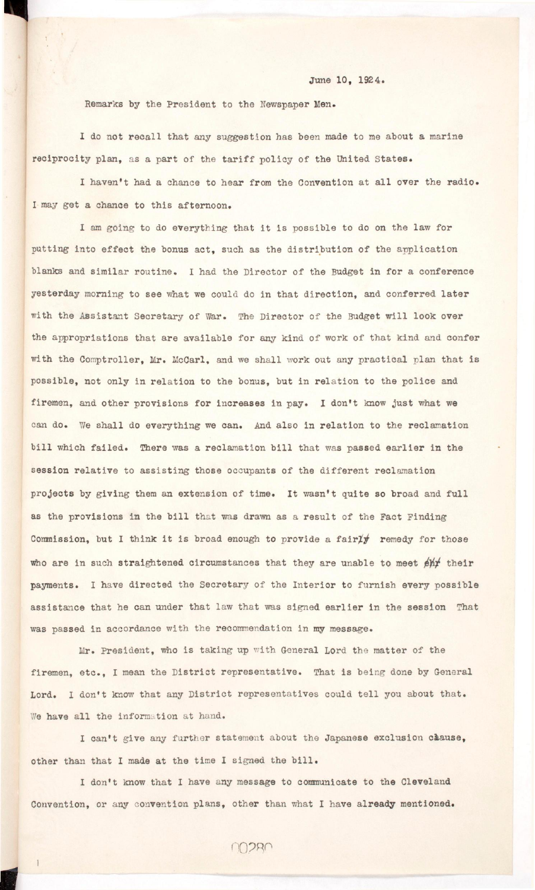June 10, 1924.

Remarks by the President to the Newspaper Men.

I do not recall that any suggestion has been made to me about a marine reciprocity plan, as a part of the tariff policy of the United States.

I haven't had a chance to hear from the Convention at all over the radio. I may get a chance to this afternoon.

I am going to do everything that it is possible to do on the law for putting into effect the bonus act, such as the distribution of the application blanks and similar routine. I had the Director of the Budget in for a conference yesterday morning to see what we could do in that direction, and conferred later with the Assistant Secretary of War. The Director of the Budget will look over the appropriations that are available for any kind of work of that kind and confer with the Comptroller, Mr. McCarl, and we shall work out any practical plan that is possible, not only in relation to the bonus, but in relation to the police and firemen, and other provisions for increases in pay. I don't know just what we can do. We shall do everything we can. And also in relation to the reclamation bill which failed. There was a reclamation bill that was passed earlier in the session relative to assisting those occupants of the different reclamation projects by giving them an extension of time. It wasn't quite so broad and full as the provisions in the bill that was drawn as a result of the Fact Finding Commission, but I think it is broad enough to provide a fair remedy for those who are in such straightened circumstances that they are unable to meet their payments. I have directed the Secretary of the Interior to furnish every possible assistance that he can under that law that was signed earlier in the session That was passed in accordance with the recommendation in my message.

Mr. President, who is taking up with General Lord the matter of the firemen, etc., I mean the District representative. That is being done by General Lord. I don't know that any District representatives could tell you about that. We have all the information at hand.

I can't give any further statement about the Japanese exclusion clause, other than that I made at the time I signed the bill.

I don't know that I have any message to communicate to the Cleveland Convention, or any convention plans, other than what I have already mentioned.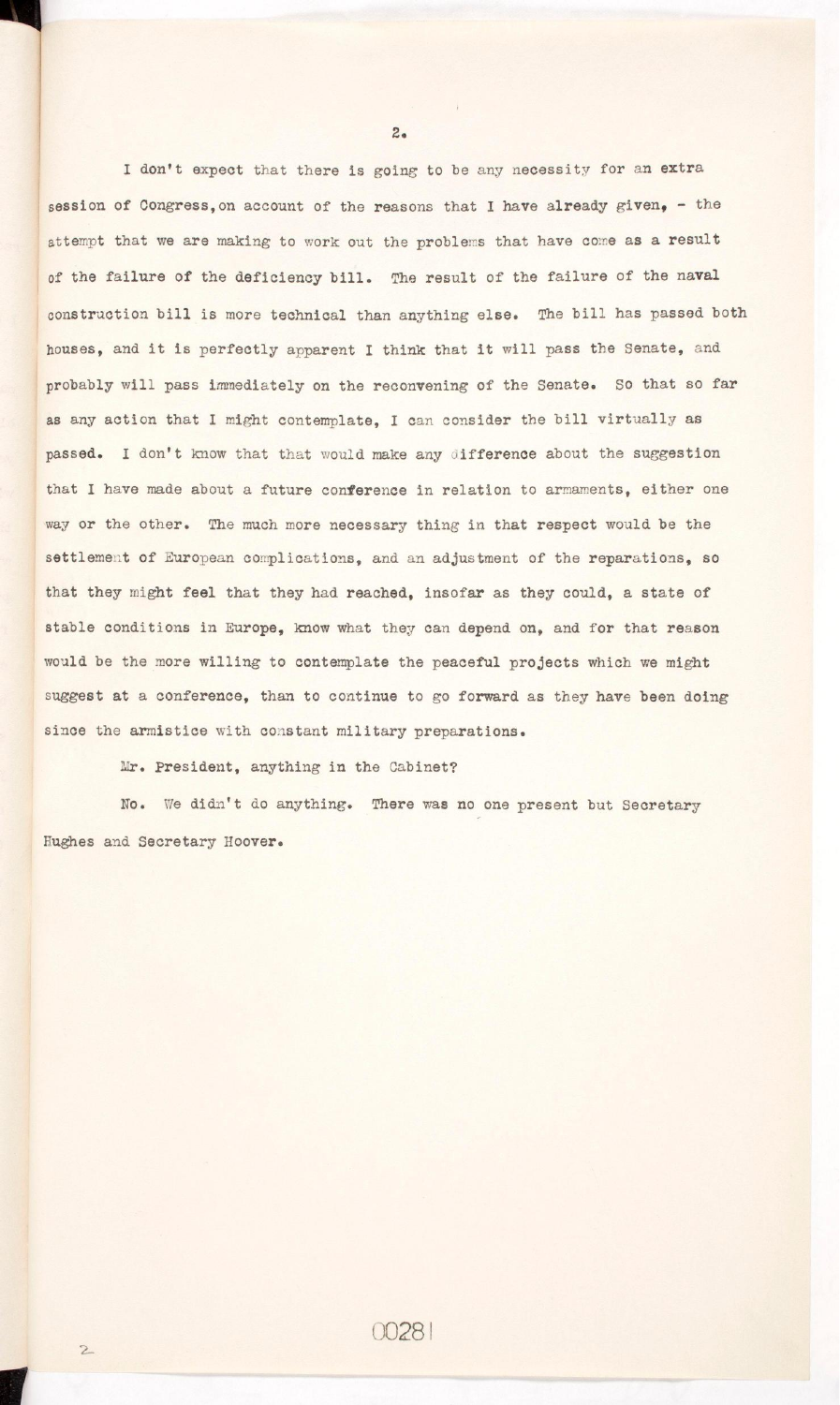I don't expect that there is going to be any necessity for an extra session of Congress, on account of the reasons that I have already given, - the attempt that we are making to work out the problems that have come as a result of the failure of the deficiency bill. The result of the failure of the naval construction bill is more technical than anything else. The bill has passed both houses, and it is perfectly apparent I think that it will pass the Senate, and probably will pass immediately on the reconvening of the Senate. So that so far as any action that I might contemplate, I can consider the bill virtually as passed. I don't know that that would make any difference about the suggestion that I have made about a future conference in relation to armaments, either one way or the other. The much more necessary thing in that respect would be the settlement of European complications, and an adjustment of the reparations, so that they might feel that they had reached, insofar as they could, a state of stable conditions in Europe, know what they can depend on, and for that reason would be the more willing to contemplate the peaceful projects which we might suggest at a conference, than to continue to go forward as they have been doing since the armistice with constant military preparations.

Mr. President, anything in the Cabinet?

No. We didn't do anything. There was no one present but Secretary Hughes and Secretary Hoover.

00281